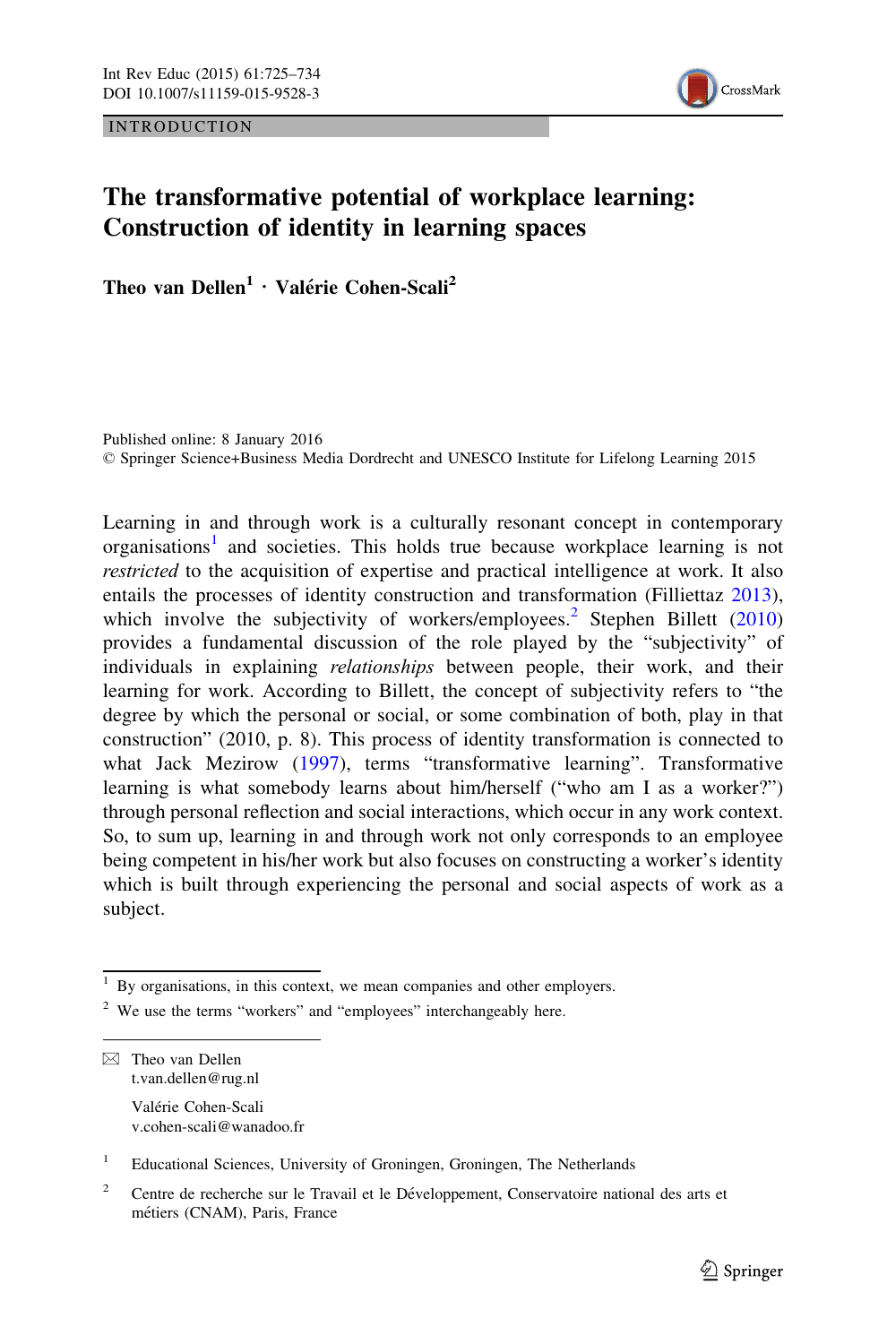INTRODUCTION

# The transformative potential of workplace learning: Construction of identity in learning spaces

**Theo van Dellen**[1] **· Valérie Cohen-Scali**[2]

Published online: 8 January 2016
© Springer Science+Business Media Dordrecht and UNESCO Institute for Lifelong Learning 2015

Learning in and through work is a culturally resonant concept in contemporary organisations[1] and societies. This holds true because workplace learning is not *restricted* to the acquisition of expertise and practical intelligence at work. It also entails the processes of identity construction and transformation (Filliettaz 2013), which involve the subjectivity of workers/employees.[2] Stephen Billett (2010) provides a fundamental discussion of the role played by the "subjectivity" of individuals in explaining *relationships* between people, their work, and their learning for work. According to Billett, the concept of subjectivity refers to "the degree by which the personal or social, or some combination of both, play in that construction" (2010, p. 8). This process of identity transformation is connected to what Jack Mezirow (1997), terms "transformative learning". Transformative learning is what somebody learns about him/herself ("who am I as a worker?") through personal reflection and social interactions, which occur in any work context. So, to sum up, learning in and through work not only corresponds to an employee being competent in his/her work but also focuses on constructing a worker's identity which is built through experiencing the personal and social aspects of work as a subject.

---

[1] By organisations, in this context, we mean companies and other employers.

[2] We use the terms "workers" and "employees" interchangeably here.

---

✉ Theo van Dellen
t.van.dellen@rug.nl

Valérie Cohen-Scali
v.cohen-scali@wanadoo.fr

[1] Educational Sciences, University of Groningen, Groningen, The Netherlands

[2] Centre de recherche sur le Travail et le Développement, Conservatoire national des arts et métiers (CNAM), Paris, France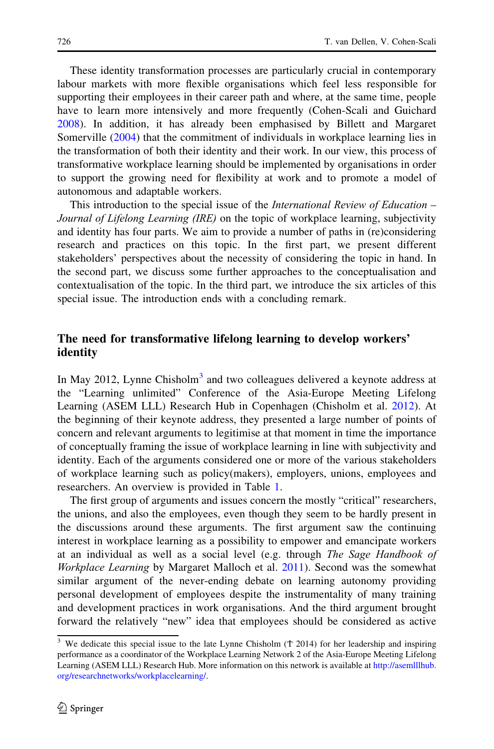These identity transformation processes are particularly crucial in contemporary labour markets with more flexible organisations which feel less responsible for supporting their employees in their career path and where, at the same time, people have to learn more intensively and more frequently (Cohen-Scali and Guichard 2008). In addition, it has already been emphasised by Billett and Margaret Somerville (2004) that the commitment of individuals in workplace learning lies in the transformation of both their identity and their work. In our view, this process of transformative workplace learning should be implemented by organisations in order to support the growing need for flexibility at work and to promote a model of autonomous and adaptable workers.

This introduction to the special issue of the *International Review of Education – Journal of Lifelong Learning (IRE)* on the topic of workplace learning, subjectivity and identity has four parts. We aim to provide a number of paths in (re)considering research and practices on this topic. In the first part, we present different stakeholders' perspectives about the necessity of considering the topic in hand. In the second part, we discuss some further approaches to the conceptualisation and contextualisation of the topic. In the third part, we introduce the six articles of this special issue. The introduction ends with a concluding remark.

## The need for transformative lifelong learning to develop workers' identity

In May 2012, Lynne Chisholm[3] and two colleagues delivered a keynote address at the "Learning unlimited" Conference of the Asia-Europe Meeting Lifelong Learning (ASEM LLL) Research Hub in Copenhagen (Chisholm et al. 2012). At the beginning of their keynote address, they presented a large number of points of concern and relevant arguments to legitimise at that moment in time the importance of conceptually framing the issue of workplace learning in line with subjectivity and identity. Each of the arguments considered one or more of the various stakeholders of workplace learning such as policy(makers), employers, unions, employees and researchers. An overview is provided in Table 1.

The first group of arguments and issues concern the mostly "critical" researchers, the unions, and also the employees, even though they seem to be hardly present in the discussions around these arguments. The first argument saw the continuing interest in workplace learning as a possibility to empower and emancipate workers at an individual as well as a social level (e.g. through *The Sage Handbook of Workplace Learning* by Margaret Malloch et al. 2011). Second was the somewhat similar argument of the never-ending debate on learning autonomy providing personal development of employees despite the instrumentality of many training and development practices in work organisations. And the third argument brought forward the relatively "new" idea that employees should be considered as active

[3] We dedicate this special issue to the late Lynne Chisholm († 2014) for her leadership and inspiring performance as a coordinator of the Workplace Learning Network 2 of the Asia-Europe Meeting Lifelong Learning (ASEM LLL) Research Hub. More information on this network is available at http://asemlllhub.org/researchnetworks/workplacelearning/.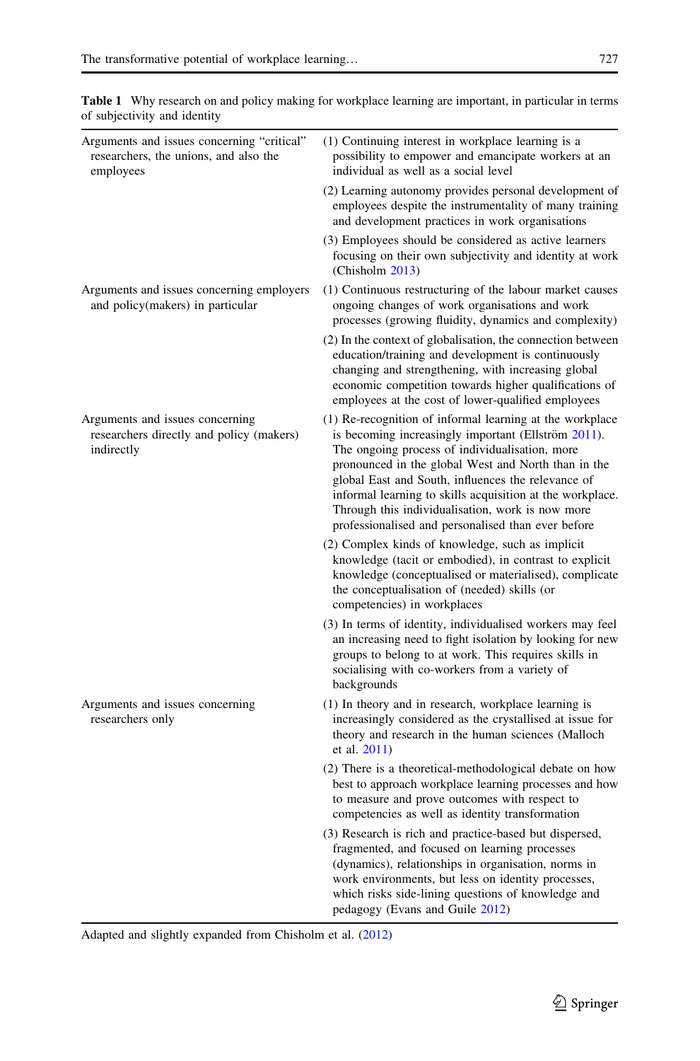**Table 1** Why research on and policy making for workplace learning are important, in particular in terms of subjectivity and identity

| | |
|---|---|
| Arguments and issues concerning "critical" researchers, the unions, and also the employees | (1) Continuing interest in workplace learning is a possibility to empower and emancipate workers at an individual as well as a social level |
| | (2) Learning autonomy provides personal development of employees despite the instrumentality of many training and development practices in work organisations |
| | (3) Employees should be considered as active learners focusing on their own subjectivity and identity at work (Chisholm 2013) |
| Arguments and issues concerning employers and policy(makers) in particular | (1) Continuous restructuring of the labour market causes ongoing changes of work organisations and work processes (growing fluidity, dynamics and complexity) |
| | (2) In the context of globalisation, the connection between education/training and development is continuously changing and strengthening, with increasing global economic competition towards higher qualifications of employees at the cost of lower-qualified employees |
| Arguments and issues concerning researchers directly and policy (makers) indirectly | (1) Re-recognition of informal learning at the workplace is becoming increasingly important (Ellström 2011). The ongoing process of individualisation, more pronounced in the global West and North than in the global East and South, influences the relevance of informal learning to skills acquisition at the workplace. Through this individualisation, work is now more professionalised and personalised than ever before |
| | (2) Complex kinds of knowledge, such as implicit knowledge (tacit or embodied), in contrast to explicit knowledge (conceptualised or materialised), complicate the conceptualisation of (needed) skills (or competencies) in workplaces |
| | (3) In terms of identity, individualised workers may feel an increasing need to fight isolation by looking for new groups to belong to at work. This requires skills in socialising with co-workers from a variety of backgrounds |
| Arguments and issues concerning researchers only | (1) In theory and in research, workplace learning is increasingly considered as the crystallised at issue for theory and research in the human sciences (Malloch et al. 2011) |
| | (2) There is a theoretical-methodological debate on how best to approach workplace learning processes and how to measure and prove outcomes with respect to competencies as well as identity transformation |
| | (3) Research is rich and practice-based but dispersed, fragmented, and focused on learning processes (dynamics), relationships in organisation, norms in work environments, but less on identity processes, which risks side-lining questions of knowledge and pedagogy (Evans and Guile 2012) |

Adapted and slightly expanded from Chisholm et al. (2012)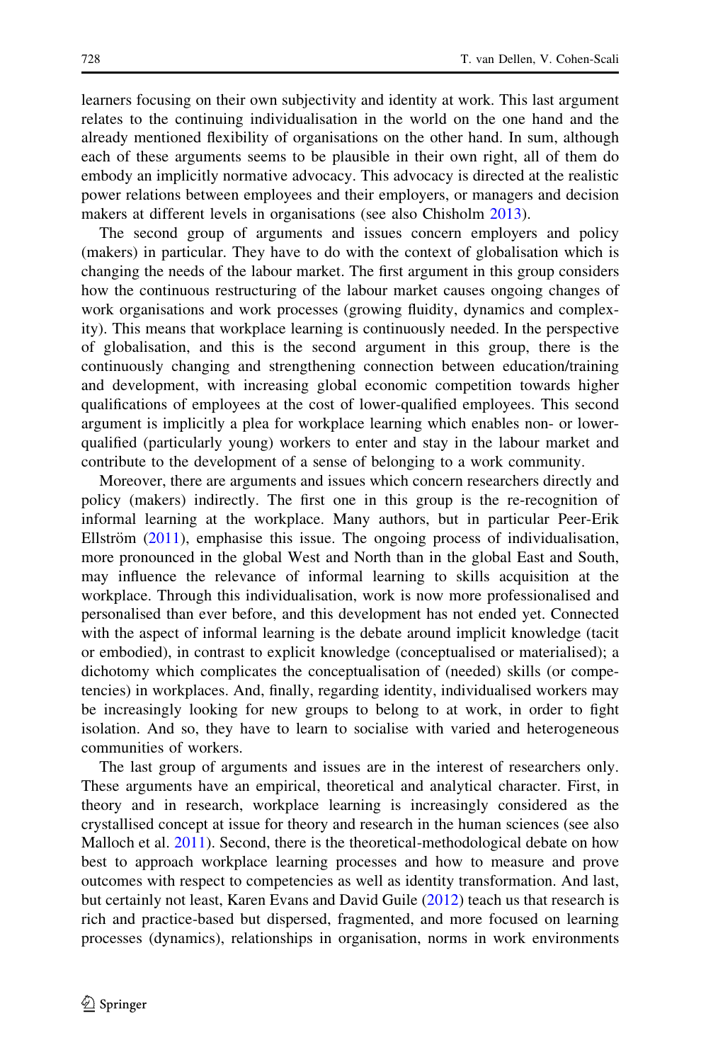learners focusing on their own subjectivity and identity at work. This last argument relates to the continuing individualisation in the world on the one hand and the already mentioned flexibility of organisations on the other hand. In sum, although each of these arguments seems to be plausible in their own right, all of them do embody an implicitly normative advocacy. This advocacy is directed at the realistic power relations between employees and their employers, or managers and decision makers at different levels in organisations (see also Chisholm 2013).

The second group of arguments and issues concern employers and policy (makers) in particular. They have to do with the context of globalisation which is changing the needs of the labour market. The first argument in this group considers how the continuous restructuring of the labour market causes ongoing changes of work organisations and work processes (growing fluidity, dynamics and complexity). This means that workplace learning is continuously needed. In the perspective of globalisation, and this is the second argument in this group, there is the continuously changing and strengthening connection between education/training and development, with increasing global economic competition towards higher qualifications of employees at the cost of lower-qualified employees. This second argument is implicitly a plea for workplace learning which enables non- or lower-qualified (particularly young) workers to enter and stay in the labour market and contribute to the development of a sense of belonging to a work community.

Moreover, there are arguments and issues which concern researchers directly and policy (makers) indirectly. The first one in this group is the re-recognition of informal learning at the workplace. Many authors, but in particular Peer-Erik Ellström (2011), emphasise this issue. The ongoing process of individualisation, more pronounced in the global West and North than in the global East and South, may influence the relevance of informal learning to skills acquisition at the workplace. Through this individualisation, work is now more professionalised and personalised than ever before, and this development has not ended yet. Connected with the aspect of informal learning is the debate around implicit knowledge (tacit or embodied), in contrast to explicit knowledge (conceptualised or materialised); a dichotomy which complicates the conceptualisation of (needed) skills (or competencies) in workplaces. And, finally, regarding identity, individualised workers may be increasingly looking for new groups to belong to at work, in order to fight isolation. And so, they have to learn to socialise with varied and heterogeneous communities of workers.

The last group of arguments and issues are in the interest of researchers only. These arguments have an empirical, theoretical and analytical character. First, in theory and in research, workplace learning is increasingly considered as the crystallised concept at issue for theory and research in the human sciences (see also Malloch et al. 2011). Second, there is the theoretical-methodological debate on how best to approach workplace learning processes and how to measure and prove outcomes with respect to competencies as well as identity transformation. And last, but certainly not least, Karen Evans and David Guile (2012) teach us that research is rich and practice-based but dispersed, fragmented, and more focused on learning processes (dynamics), relationships in organisation, norms in work environments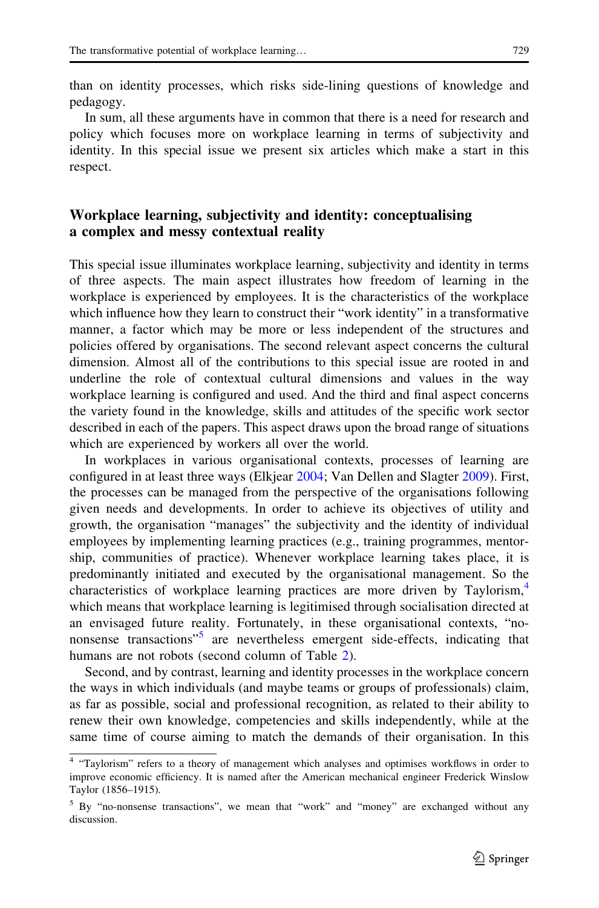than on identity processes, which risks side-lining questions of knowledge and pedagogy.

In sum, all these arguments have in common that there is a need for research and policy which focuses more on workplace learning in terms of subjectivity and identity. In this special issue we present six articles which make a start in this respect.

## Workplace learning, subjectivity and identity: conceptualising a complex and messy contextual reality

This special issue illuminates workplace learning, subjectivity and identity in terms of three aspects. The main aspect illustrates how freedom of learning in the workplace is experienced by employees. It is the characteristics of the workplace which influence how they learn to construct their "work identity" in a transformative manner, a factor which may be more or less independent of the structures and policies offered by organisations. The second relevant aspect concerns the cultural dimension. Almost all of the contributions to this special issue are rooted in and underline the role of contextual cultural dimensions and values in the way workplace learning is configured and used. And the third and final aspect concerns the variety found in the knowledge, skills and attitudes of the specific work sector described in each of the papers. This aspect draws upon the broad range of situations which are experienced by workers all over the world.

In workplaces in various organisational contexts, processes of learning are configured in at least three ways (Elkjear 2004; Van Dellen and Slagter 2009). First, the processes can be managed from the perspective of the organisations following given needs and developments. In order to achieve its objectives of utility and growth, the organisation "manages" the subjectivity and the identity of individual employees by implementing learning practices (e.g., training programmes, mentorship, communities of practice). Whenever workplace learning takes place, it is predominantly initiated and executed by the organisational management. So the characteristics of workplace learning practices are more driven by Taylorism,[4] which means that workplace learning is legitimised through socialisation directed at an envisaged future reality. Fortunately, in these organisational contexts, "no-nonsense transactions"[5] are nevertheless emergent side-effects, indicating that humans are not robots (second column of Table 2).

Second, and by contrast, learning and identity processes in the workplace concern the ways in which individuals (and maybe teams or groups of professionals) claim, as far as possible, social and professional recognition, as related to their ability to renew their own knowledge, competencies and skills independently, while at the same time of course aiming to match the demands of their organisation. In this

[4] "Taylorism" refers to a theory of management which analyses and optimises workflows in order to improve economic efficiency. It is named after the American mechanical engineer Frederick Winslow Taylor (1856–1915).

[5] By "no-nonsense transactions", we mean that "work" and "money" are exchanged without any discussion.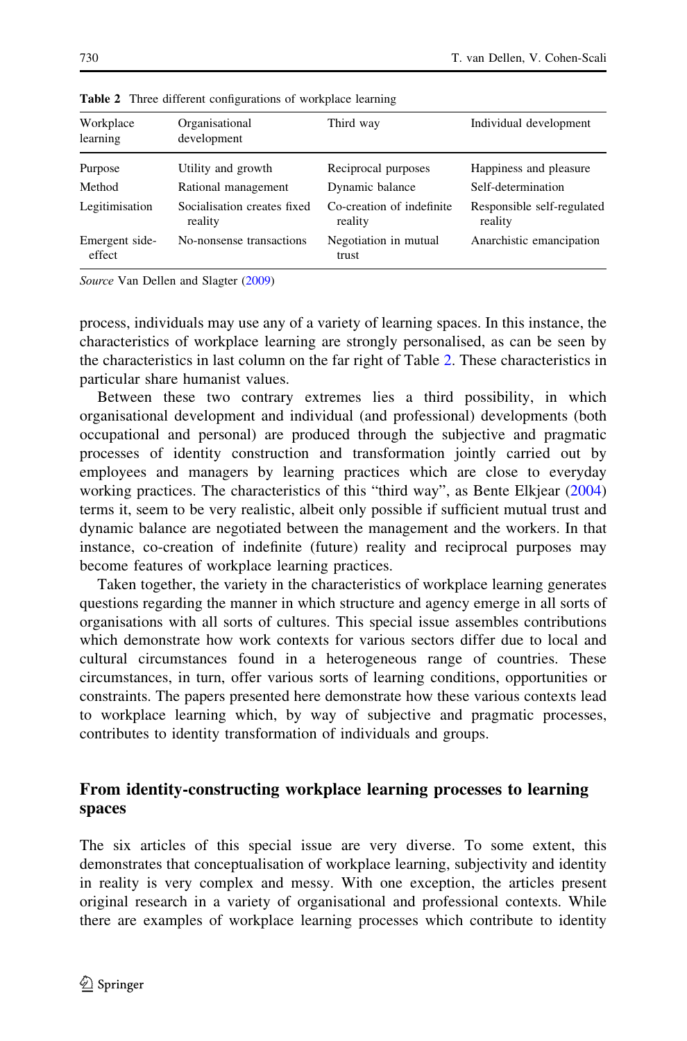**Table 2** Three different configurations of workplace learning

| Workplace learning | Organisational development | Third way | Individual development |
|---|---|---|---|
| Purpose | Utility and growth | Reciprocal purposes | Happiness and pleasure |
| Method | Rational management | Dynamic balance | Self-determination |
| Legitimisation | Socialisation creates fixed reality | Co-creation of indefinite reality | Responsible self-regulated reality |
| Emergent side-effect | No-nonsense transactions | Negotiation in mutual trust | Anarchistic emancipation |

*Source* Van Dellen and Slagter (2009)

process, individuals may use any of a variety of learning spaces. In this instance, the characteristics of workplace learning are strongly personalised, as can be seen by the characteristics in last column on the far right of Table 2. These characteristics in particular share humanist values.

Between these two contrary extremes lies a third possibility, in which organisational development and individual (and professional) developments (both occupational and personal) are produced through the subjective and pragmatic processes of identity construction and transformation jointly carried out by employees and managers by learning practices which are close to everyday working practices. The characteristics of this "third way", as Bente Elkjear (2004) terms it, seem to be very realistic, albeit only possible if sufficient mutual trust and dynamic balance are negotiated between the management and the workers. In that instance, co-creation of indefinite (future) reality and reciprocal purposes may become features of workplace learning practices.

Taken together, the variety in the characteristics of workplace learning generates questions regarding the manner in which structure and agency emerge in all sorts of organisations with all sorts of cultures. This special issue assembles contributions which demonstrate how work contexts for various sectors differ due to local and cultural circumstances found in a heterogeneous range of countries. These circumstances, in turn, offer various sorts of learning conditions, opportunities or constraints. The papers presented here demonstrate how these various contexts lead to workplace learning which, by way of subjective and pragmatic processes, contributes to identity transformation of individuals and groups.

## From identity-constructing workplace learning processes to learning spaces

The six articles of this special issue are very diverse. To some extent, this demonstrates that conceptualisation of workplace learning, subjectivity and identity in reality is very complex and messy. With one exception, the articles present original research in a variety of organisational and professional contexts. While there are examples of workplace learning processes which contribute to identity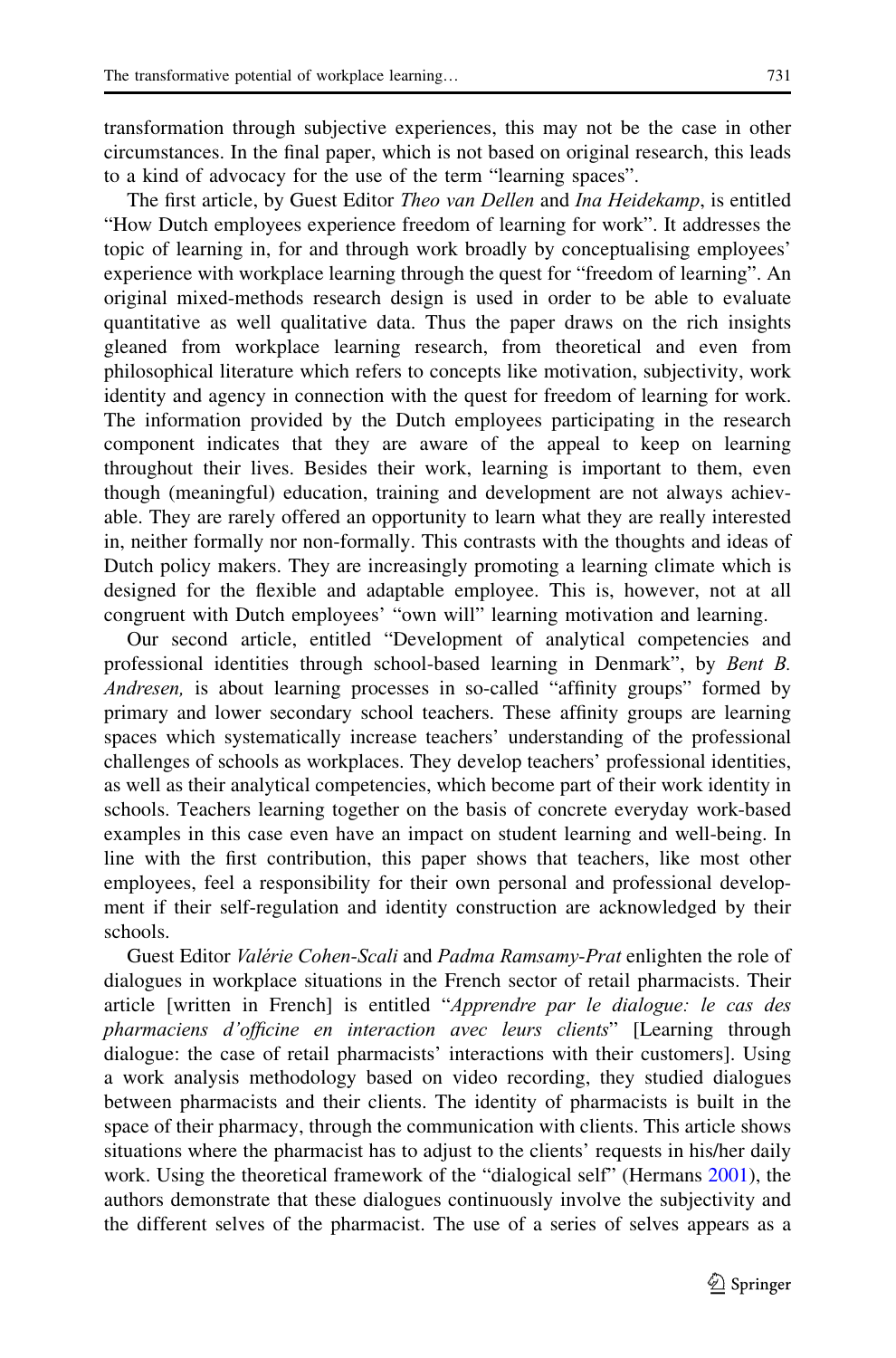transformation through subjective experiences, this may not be the case in other circumstances. In the final paper, which is not based on original research, this leads to a kind of advocacy for the use of the term "learning spaces".

The first article, by Guest Editor *Theo van Dellen* and *Ina Heidekamp*, is entitled "How Dutch employees experience freedom of learning for work". It addresses the topic of learning in, for and through work broadly by conceptualising employees' experience with workplace learning through the quest for "freedom of learning". An original mixed-methods research design is used in order to be able to evaluate quantitative as well qualitative data. Thus the paper draws on the rich insights gleaned from workplace learning research, from theoretical and even from philosophical literature which refers to concepts like motivation, subjectivity, work identity and agency in connection with the quest for freedom of learning for work. The information provided by the Dutch employees participating in the research component indicates that they are aware of the appeal to keep on learning throughout their lives. Besides their work, learning is important to them, even though (meaningful) education, training and development are not always achievable. They are rarely offered an opportunity to learn what they are really interested in, neither formally nor non-formally. This contrasts with the thoughts and ideas of Dutch policy makers. They are increasingly promoting a learning climate which is designed for the flexible and adaptable employee. This is, however, not at all congruent with Dutch employees' "own will" learning motivation and learning.

Our second article, entitled "Development of analytical competencies and professional identities through school-based learning in Denmark", by *Bent B. Andresen,* is about learning processes in so-called "affinity groups" formed by primary and lower secondary school teachers. These affinity groups are learning spaces which systematically increase teachers' understanding of the professional challenges of schools as workplaces. They develop teachers' professional identities, as well as their analytical competencies, which become part of their work identity in schools. Teachers learning together on the basis of concrete everyday work-based examples in this case even have an impact on student learning and well-being. In line with the first contribution, this paper shows that teachers, like most other employees, feel a responsibility for their own personal and professional development if their self-regulation and identity construction are acknowledged by their schools.

Guest Editor *Valérie Cohen-Scali* and *Padma Ramsamy-Prat* enlighten the role of dialogues in workplace situations in the French sector of retail pharmacists. Their article [written in French] is entitled "*Apprendre par le dialogue: le cas des pharmaciens d'officine en interaction avec leurs clients*" [Learning through dialogue: the case of retail pharmacists' interactions with their customers]. Using a work analysis methodology based on video recording, they studied dialogues between pharmacists and their clients. The identity of pharmacists is built in the space of their pharmacy, through the communication with clients. This article shows situations where the pharmacist has to adjust to the clients' requests in his/her daily work. Using the theoretical framework of the "dialogical self" (Hermans 2001), the authors demonstrate that these dialogues continuously involve the subjectivity and the different selves of the pharmacist. The use of a series of selves appears as a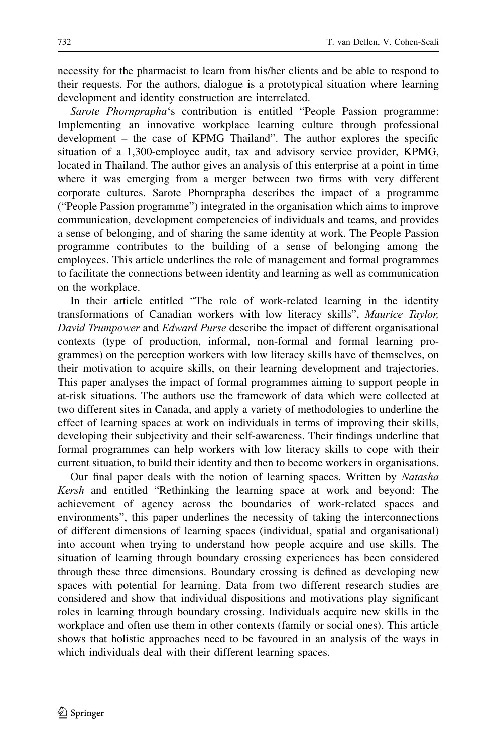necessity for the pharmacist to learn from his/her clients and be able to respond to their requests. For the authors, dialogue is a prototypical situation where learning development and identity construction are interrelated.

*Sarote Phornprapha*'s contribution is entitled "People Passion programme: Implementing an innovative workplace learning culture through professional development – the case of KPMG Thailand". The author explores the specific situation of a 1,300-employee audit, tax and advisory service provider, KPMG, located in Thailand. The author gives an analysis of this enterprise at a point in time where it was emerging from a merger between two firms with very different corporate cultures. Sarote Phornprapha describes the impact of a programme ("People Passion programme") integrated in the organisation which aims to improve communication, development competencies of individuals and teams, and provides a sense of belonging, and of sharing the same identity at work. The People Passion programme contributes to the building of a sense of belonging among the employees. This article underlines the role of management and formal programmes to facilitate the connections between identity and learning as well as communication on the workplace.

In their article entitled "The role of work-related learning in the identity transformations of Canadian workers with low literacy skills", *Maurice Taylor, David Trumpower* and *Edward Purse* describe the impact of different organisational contexts (type of production, informal, non-formal and formal learning programmes) on the perception workers with low literacy skills have of themselves, on their motivation to acquire skills, on their learning development and trajectories. This paper analyses the impact of formal programmes aiming to support people in at-risk situations. The authors use the framework of data which were collected at two different sites in Canada, and apply a variety of methodologies to underline the effect of learning spaces at work on individuals in terms of improving their skills, developing their subjectivity and their self-awareness. Their findings underline that formal programmes can help workers with low literacy skills to cope with their current situation, to build their identity and then to become workers in organisations.

Our final paper deals with the notion of learning spaces. Written by *Natasha Kersh* and entitled "Rethinking the learning space at work and beyond: The achievement of agency across the boundaries of work-related spaces and environments", this paper underlines the necessity of taking the interconnections of different dimensions of learning spaces (individual, spatial and organisational) into account when trying to understand how people acquire and use skills. The situation of learning through boundary crossing experiences has been considered through these three dimensions. Boundary crossing is defined as developing new spaces with potential for learning. Data from two different research studies are considered and show that individual dispositions and motivations play significant roles in learning through boundary crossing. Individuals acquire new skills in the workplace and often use them in other contexts (family or social ones). This article shows that holistic approaches need to be favoured in an analysis of the ways in which individuals deal with their different learning spaces.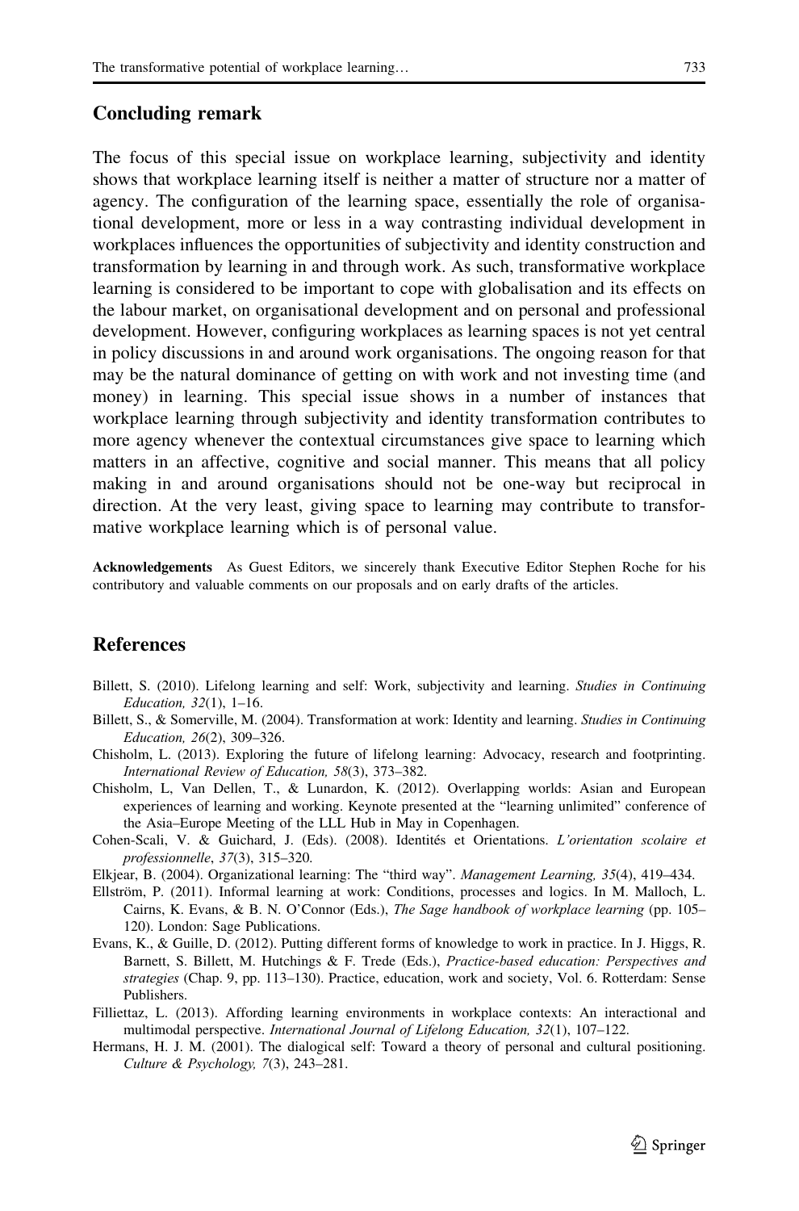## Concluding remark

The focus of this special issue on workplace learning, subjectivity and identity shows that workplace learning itself is neither a matter of structure nor a matter of agency. The configuration of the learning space, essentially the role of organisational development, more or less in a way contrasting individual development in workplaces influences the opportunities of subjectivity and identity construction and transformation by learning in and through work. As such, transformative workplace learning is considered to be important to cope with globalisation and its effects on the labour market, on organisational development and on personal and professional development. However, configuring workplaces as learning spaces is not yet central in policy discussions in and around work organisations. The ongoing reason for that may be the natural dominance of getting on with work and not investing time (and money) in learning. This special issue shows in a number of instances that workplace learning through subjectivity and identity transformation contributes to more agency whenever the contextual circumstances give space to learning which matters in an affective, cognitive and social manner. This means that all policy making in and around organisations should not be one-way but reciprocal in direction. At the very least, giving space to learning may contribute to transformative workplace learning which is of personal value.

**Acknowledgements** As Guest Editors, we sincerely thank Executive Editor Stephen Roche for his contributory and valuable comments on our proposals and on early drafts of the articles.

## References

Billett, S. (2010). Lifelong learning and self: Work, subjectivity and learning. *Studies in Continuing Education, 32*(1), 1–16.

Billett, S., & Somerville, M. (2004). Transformation at work: Identity and learning. *Studies in Continuing Education, 26*(2), 309–326.

Chisholm, L. (2013). Exploring the future of lifelong learning: Advocacy, research and footprinting. *International Review of Education, 58*(3), 373–382.

Chisholm, L, Van Dellen, T., & Lunardon, K. (2012). Overlapping worlds: Asian and European experiences of learning and working. Keynote presented at the "learning unlimited" conference of the Asia–Europe Meeting of the LLL Hub in May in Copenhagen.

Cohen-Scali, V. & Guichard, J. (Eds). (2008). Identités et Orientations. *L'orientation scolaire et professionnelle*, *37*(3), 315–320.

Elkjear, B. (2004). Organizational learning: The "third way". *Management Learning, 35*(4), 419–434.

Ellström, P. (2011). Informal learning at work: Conditions, processes and logics. In M. Malloch, L. Cairns, K. Evans, & B. N. O'Connor (Eds.), *The Sage handbook of workplace learning* (pp. 105–120). London: Sage Publications.

Evans, K., & Guille, D. (2012). Putting different forms of knowledge to work in practice. In J. Higgs, R. Barnett, S. Billett, M. Hutchings & F. Trede (Eds.), *Practice-based education: Perspectives and strategies* (Chap. 9, pp. 113–130). Practice, education, work and society, Vol. 6. Rotterdam: Sense Publishers.

Filliettaz, L. (2013). Affording learning environments in workplace contexts: An interactional and multimodal perspective. *International Journal of Lifelong Education, 32*(1), 107–122.

Hermans, H. J. M. (2001). The dialogical self: Toward a theory of personal and cultural positioning. *Culture & Psychology, 7*(3), 243–281.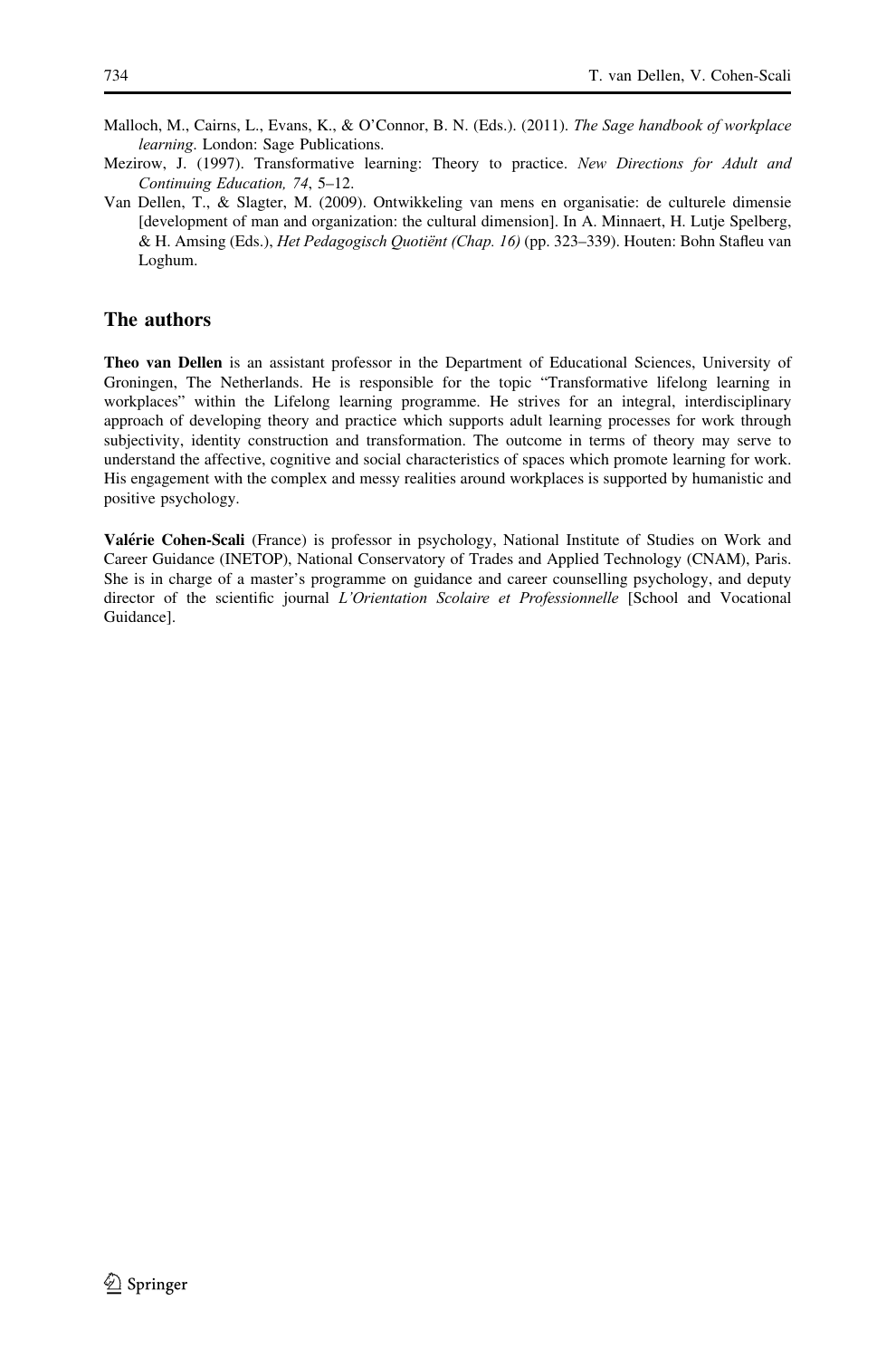Malloch, M., Cairns, L., Evans, K., & O'Connor, B. N. (Eds.). (2011). *The Sage handbook of workplace learning*. London: Sage Publications.

Mezirow, J. (1997). Transformative learning: Theory to practice. *New Directions for Adult and Continuing Education, 74*, 5–12.

Van Dellen, T., & Slagter, M. (2009). Ontwikkeling van mens en organisatie: de culturele dimensie [development of man and organization: the cultural dimension]. In A. Minnaert, H. Lutje Spelberg, & H. Amsing (Eds.), *Het Pedagogisch Quotiënt (Chap. 16)* (pp. 323–339). Houten: Bohn Stafleu van Loghum.

## The authors

**Theo van Dellen** is an assistant professor in the Department of Educational Sciences, University of Groningen, The Netherlands. He is responsible for the topic "Transformative lifelong learning in workplaces" within the Lifelong learning programme. He strives for an integral, interdisciplinary approach of developing theory and practice which supports adult learning processes for work through subjectivity, identity construction and transformation. The outcome in terms of theory may serve to understand the affective, cognitive and social characteristics of spaces which promote learning for work. His engagement with the complex and messy realities around workplaces is supported by humanistic and positive psychology.

**Valérie Cohen-Scali** (France) is professor in psychology, National Institute of Studies on Work and Career Guidance (INETOP), National Conservatory of Trades and Applied Technology (CNAM), Paris. She is in charge of a master's programme on guidance and career counselling psychology, and deputy director of the scientific journal *L'Orientation Scolaire et Professionnelle* [School and Vocational Guidance].